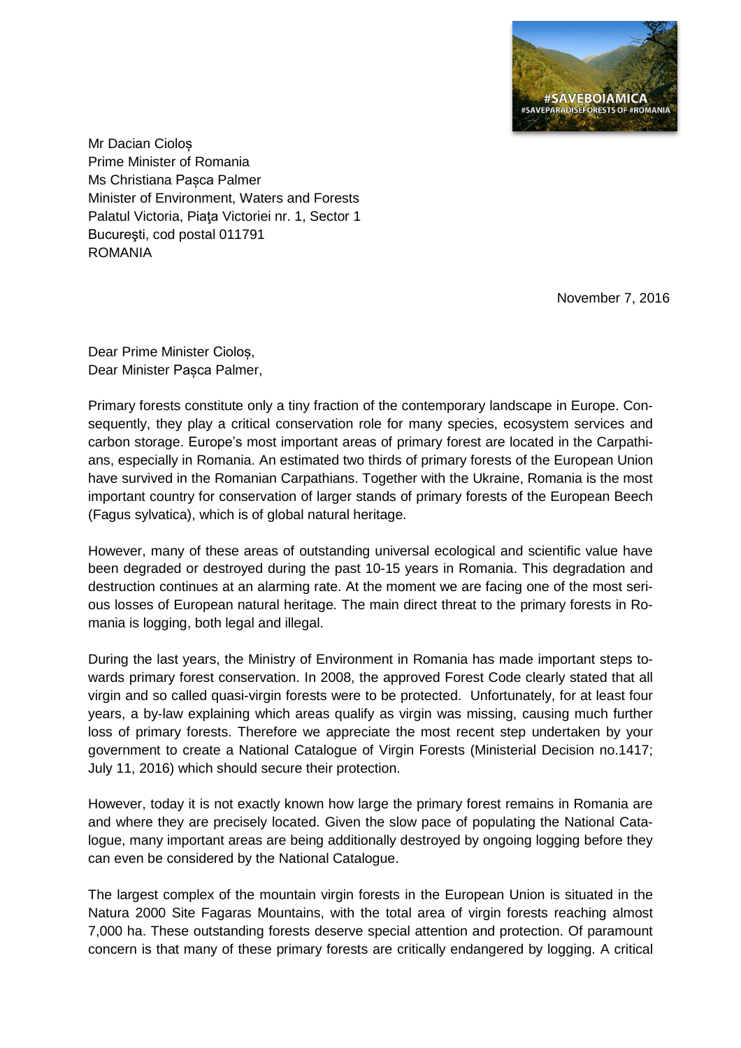Mr Dacian Cioloș
Prime Minister of Romania
Ms Christiana Pașca Palmer
Minister of Environment, Waters and Forests
Palatul Victoria, Piaţa Victoriei nr. 1, Sector 1
Bucureşti, cod postal 011791
ROMANIA

November 7, 2016

Dear Prime Minister Cioloș,
Dear Minister Pașca Palmer,

Primary forests constitute only a tiny fraction of the contemporary landscape in Europe. Consequently, they play a critical conservation role for many species, ecosystem services and carbon storage. Europe's most important areas of primary forest are located in the Carpathians, especially in Romania. An estimated two thirds of primary forests of the European Union have survived in the Romanian Carpathians. Together with the Ukraine, Romania is the most important country for conservation of larger stands of primary forests of the European Beech (Fagus sylvatica), which is of global natural heritage.

However, many of these areas of outstanding universal ecological and scientific value have been degraded or destroyed during the past 10-15 years in Romania. This degradation and destruction continues at an alarming rate. At the moment we are facing one of the most serious losses of European natural heritage. The main direct threat to the primary forests in Romania is logging, both legal and illegal.

During the last years, the Ministry of Environment in Romania has made important steps towards primary forest conservation. In 2008, the approved Forest Code clearly stated that all virgin and so called quasi-virgin forests were to be protected. Unfortunately, for at least four years, a by-law explaining which areas qualify as virgin was missing, causing much further loss of primary forests. Therefore we appreciate the most recent step undertaken by your government to create a National Catalogue of Virgin Forests (Ministerial Decision no.1417; July 11, 2016) which should secure their protection.

However, today it is not exactly known how large the primary forest remains in Romania are and where they are precisely located. Given the slow pace of populating the National Catalogue, many important areas are being additionally destroyed by ongoing logging before they can even be considered by the National Catalogue.

The largest complex of the mountain virgin forests in the European Union is situated in the Natura 2000 Site Fagaras Mountains, with the total area of virgin forests reaching almost 7,000 ha. These outstanding forests deserve special attention and protection. Of paramount concern is that many of these primary forests are critically endangered by logging. A critical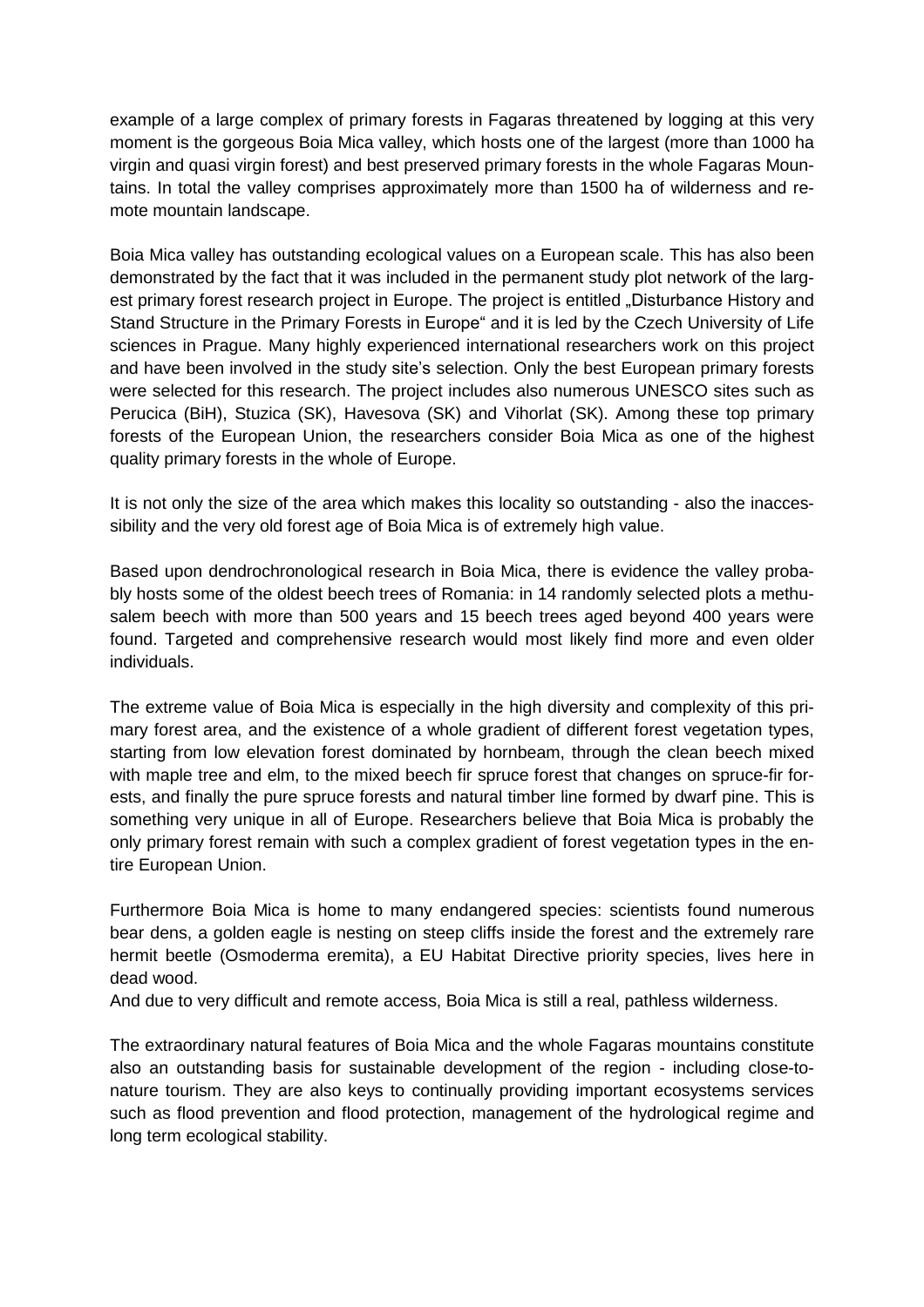example of a large complex of primary forests in Fagaras threatened by logging at this very moment is the gorgeous Boia Mica valley, which hosts one of the largest (more than 1000 ha virgin and quasi virgin forest) and best preserved primary forests in the whole Fagaras Mountains. In total the valley comprises approximately more than 1500 ha of wilderness and remote mountain landscape.

Boia Mica valley has outstanding ecological values on a European scale. This has also been demonstrated by the fact that it was included in the permanent study plot network of the largest primary forest research project in Europe. The project is entitled „Disturbance History and Stand Structure in the Primary Forests in Europe" and it is led by the Czech University of Life sciences in Prague. Many highly experienced international researchers work on this project and have been involved in the study site's selection. Only the best European primary forests were selected for this research. The project includes also numerous UNESCO sites such as Perucica (BiH), Stuzica (SK), Havesova (SK) and Vihorlat (SK). Among these top primary forests of the European Union, the researchers consider Boia Mica as one of the highest quality primary forests in the whole of Europe.

It is not only the size of the area which makes this locality so outstanding - also the inaccessibility and the very old forest age of Boia Mica is of extremely high value.

Based upon dendrochronological research in Boia Mica, there is evidence the valley probably hosts some of the oldest beech trees of Romania: in 14 randomly selected plots a methusalem beech with more than 500 years and 15 beech trees aged beyond 400 years were found. Targeted and comprehensive research would most likely find more and even older individuals.

The extreme value of Boia Mica is especially in the high diversity and complexity of this primary forest area, and the existence of a whole gradient of different forest vegetation types, starting from low elevation forest dominated by hornbeam, through the clean beech mixed with maple tree and elm, to the mixed beech fir spruce forest that changes on spruce-fir forests, and finally the pure spruce forests and natural timber line formed by dwarf pine. This is something very unique in all of Europe. Researchers believe that Boia Mica is probably the only primary forest remain with such a complex gradient of forest vegetation types in the entire European Union.

Furthermore Boia Mica is home to many endangered species: scientists found numerous bear dens, a golden eagle is nesting on steep cliffs inside the forest and the extremely rare hermit beetle (Osmoderma eremita), a EU Habitat Directive priority species, lives here in dead wood.
And due to very difficult and remote access, Boia Mica is still a real, pathless wilderness.

The extraordinary natural features of Boia Mica and the whole Fagaras mountains constitute also an outstanding basis for sustainable development of the region - including close-to-nature tourism. They are also keys to continually providing important ecosystems services such as flood prevention and flood protection, management of the hydrological regime and long term ecological stability.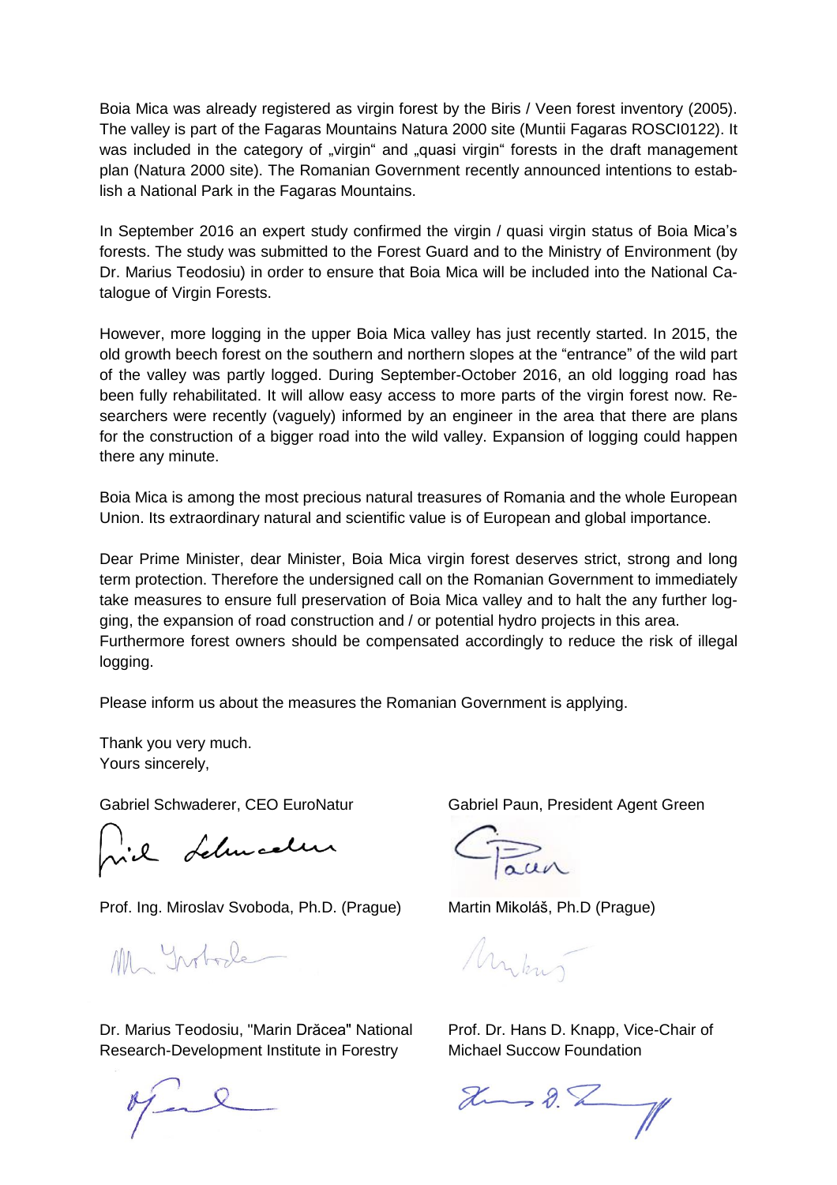Boia Mica was already registered as virgin forest by the Biris / Veen forest inventory (2005). The valley is part of the Fagaras Mountains Natura 2000 site (Muntii Fagaras ROSCI0122). It was included in the category of „virgin" and „quasi virgin" forests in the draft management plan (Natura 2000 site). The Romanian Government recently announced intentions to establish a National Park in the Fagaras Mountains.

In September 2016 an expert study confirmed the virgin / quasi virgin status of Boia Mica's forests. The study was submitted to the Forest Guard and to the Ministry of Environment (by Dr. Marius Teodosiu) in order to ensure that Boia Mica will be included into the National Catalogue of Virgin Forests.

However, more logging in the upper Boia Mica valley has just recently started. In 2015, the old growth beech forest on the southern and northern slopes at the "entrance" of the wild part of the valley was partly logged. During September-October 2016, an old logging road has been fully rehabilitated. It will allow easy access to more parts of the virgin forest now. Researchers were recently (vaguely) informed by an engineer in the area that there are plans for the construction of a bigger road into the wild valley. Expansion of logging could happen there any minute.

Boia Mica is among the most precious natural treasures of Romania and the whole European Union. Its extraordinary natural and scientific value is of European and global importance.

Dear Prime Minister, dear Minister, Boia Mica virgin forest deserves strict, strong and long term protection. Therefore the undersigned call on the Romanian Government to immediately take measures to ensure full preservation of Boia Mica valley and to halt the any further logging, the expansion of road construction and / or potential hydro projects in this area.
Furthermore forest owners should be compensated accordingly to reduce the risk of illegal logging.

Please inform us about the measures the Romanian Government is applying.

Thank you very much.
Yours sincerely,

Gabriel Schwaderer, CEO EuroNatur

Gabriel Paun, President Agent Green

Prof. Ing. Miroslav Svoboda, Ph.D. (Prague)

Martin Mikoláš, Ph.D (Prague)

Dr. Marius Teodosiu, "Marin Drăcea" National Research-Development Institute in Forestry

Prof. Dr. Hans D. Knapp, Vice-Chair of Michael Succow Foundation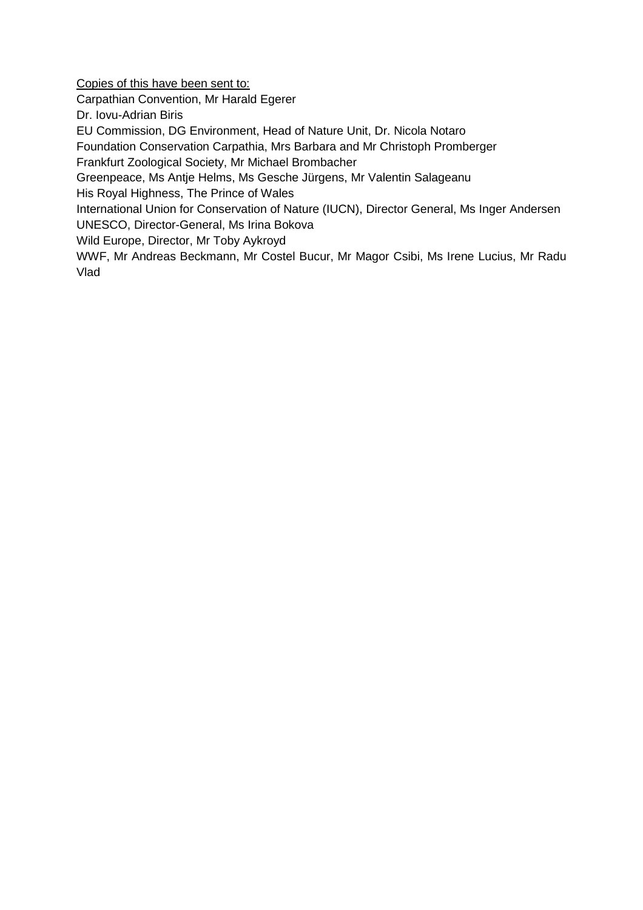<u>Copies of this have been sent to:</u>

Carpathian Convention, Mr Harald Egerer

Dr. Iovu-Adrian Biris

EU Commission, DG Environment, Head of Nature Unit, Dr. Nicola Notaro

Foundation Conservation Carpathia, Mrs Barbara and Mr Christoph Promberger

Frankfurt Zoological Society, Mr Michael Brombacher

Greenpeace, Ms Antje Helms, Ms Gesche Jürgens, Mr Valentin Salageanu

His Royal Highness, The Prince of Wales

International Union for Conservation of Nature (IUCN), Director General, Ms Inger Andersen

UNESCO, Director-General, Ms Irina Bokova

Wild Europe, Director, Mr Toby Aykroyd

WWF, Mr Andreas Beckmann, Mr Costel Bucur, Mr Magor Csibi, Ms Irene Lucius, Mr Radu Vlad